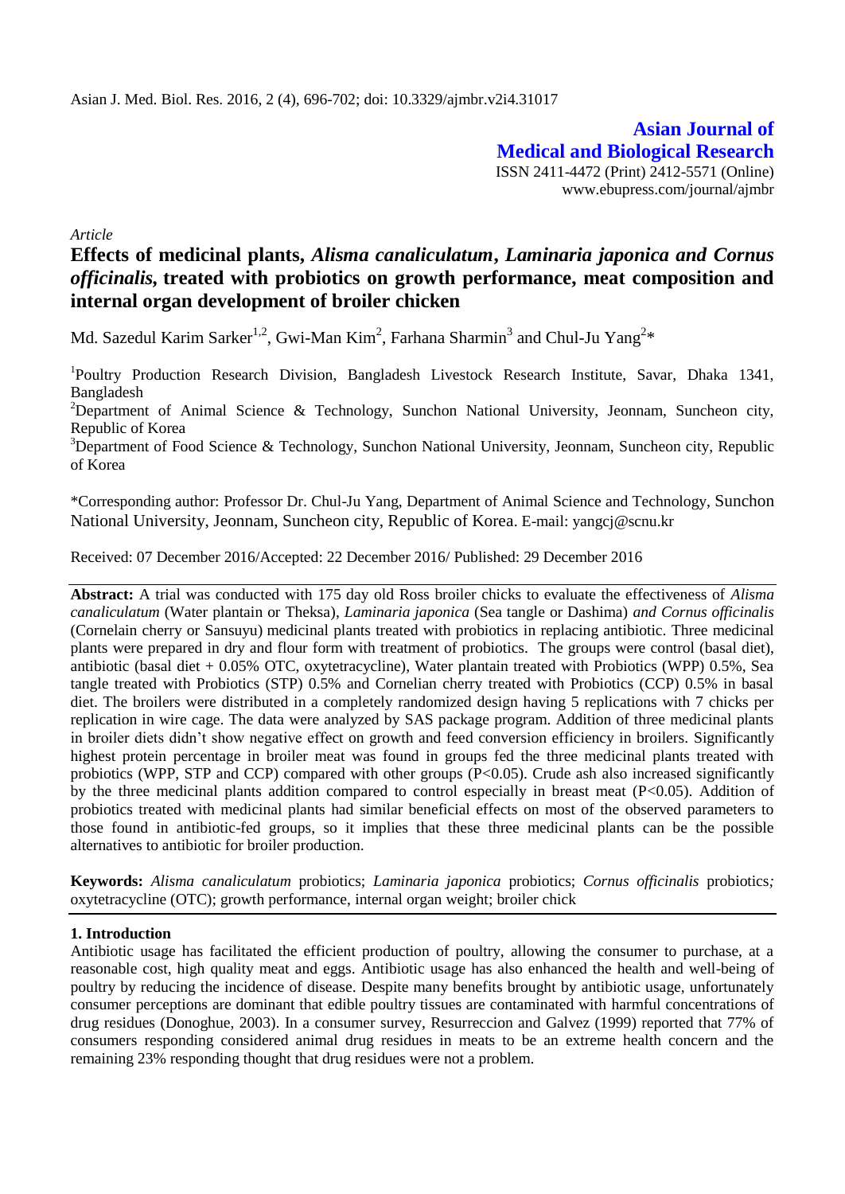**Asian Journal of Medical and Biological Research**

ISSN 2411-4472 (Print) 2412-5571 (Online)
www.ebupress.com/journal/ajmbr

*Article*

# Effects of medicinal plants, *Alisma canaliculatum*, *Laminaria japonica and Cornus officinalis*, treated with probiotics on growth performance, meat composition and internal organ development of broiler chicken

Md. Sazedul Karim Sarker[1,2], Gwi-Man Kim[2], Farhana Sharmin[3] and Chul-Ju Yang[2]*

[1]Poultry Production Research Division, Bangladesh Livestock Research Institute, Savar, Dhaka 1341, Bangladesh

[2]Department of Animal Science & Technology, Sunchon National University, Jeonnam, Suncheon city, Republic of Korea

[3]Department of Food Science & Technology, Sunchon National University, Jeonnam, Suncheon city, Republic of Korea

*Corresponding author: Professor Dr. Chul-Ju Yang, Department of Animal Science and Technology, Sunchon National University, Jeonnam, Suncheon city, Republic of Korea. E-mail: yangcj@scnu.kr

Received: 07 December 2016/Accepted: 22 December 2016/ Published: 29 December 2016

**Abstract:** A trial was conducted with 175 day old Ross broiler chicks to evaluate the effectiveness of *Alisma canaliculatum* (Water plantain or Theksa), *Laminaria japonica* (Sea tangle or Dashima) *and Cornus officinalis* (Cornelain cherry or Sansuyu) medicinal plants treated with probiotics in replacing antibiotic. Three medicinal plants were prepared in dry and flour form with treatment of probiotics. The groups were control (basal diet), antibiotic (basal diet + 0.05% OTC, oxytetracycline), Water plantain treated with Probiotics (WPP) 0.5%, Sea tangle treated with Probiotics (STP) 0.5% and Cornelian cherry treated with Probiotics (CCP) 0.5% in basal diet. The broilers were distributed in a completely randomized design having 5 replications with 7 chicks per replication in wire cage. The data were analyzed by SAS package program. Addition of three medicinal plants in broiler diets didn't show negative effect on growth and feed conversion efficiency in broilers. Significantly highest protein percentage in broiler meat was found in groups fed the three medicinal plants treated with probiotics (WPP, STP and CCP) compared with other groups ($P<0.05$). Crude ash also increased significantly by the three medicinal plants addition compared to control especially in breast meat ($P<0.05$). Addition of probiotics treated with medicinal plants had similar beneficial effects on most of the observed parameters to those found in antibiotic-fed groups, so it implies that these three medicinal plants can be the possible alternatives to antibiotic for broiler production.

**Keywords:** *Alisma canaliculatum* probiotics; *Laminaria japonica* probiotics; *Cornus officinalis* probiotics*;* oxytetracycline (OTC); growth performance, internal organ weight; broiler chick

## 1. Introduction

Antibiotic usage has facilitated the efficient production of poultry, allowing the consumer to purchase, at a reasonable cost, high quality meat and eggs. Antibiotic usage has also enhanced the health and well-being of poultry by reducing the incidence of disease. Despite many benefits brought by antibiotic usage, unfortunately consumer perceptions are dominant that edible poultry tissues are contaminated with harmful concentrations of drug residues (Donoghue, 2003). In a consumer survey, Resurreccion and Galvez (1999) reported that 77% of consumers responding considered animal drug residues in meats to be an extreme health concern and the remaining 23% responding thought that drug residues were not a problem.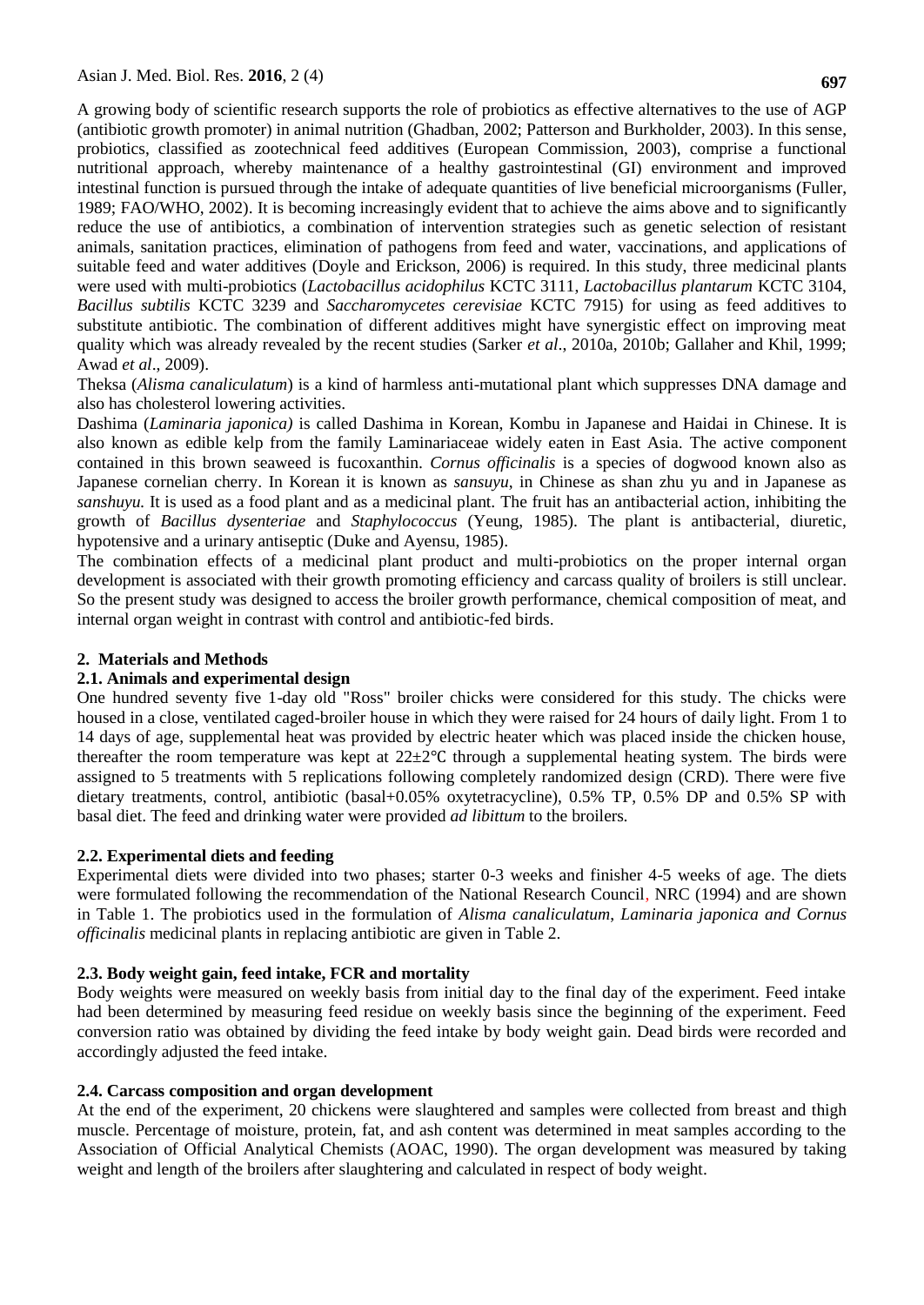A growing body of scientific research supports the role of probiotics as effective alternatives to the use of AGP (antibiotic growth promoter) in animal nutrition (Ghadban, 2002; Patterson and Burkholder, 2003). In this sense, probiotics, classified as zootechnical feed additives (European Commission, 2003), comprise a functional nutritional approach, whereby maintenance of a healthy gastrointestinal (GI) environment and improved intestinal function is pursued through the intake of adequate quantities of live beneficial microorganisms (Fuller, 1989; FAO/WHO, 2002). It is becoming increasingly evident that to achieve the aims above and to significantly reduce the use of antibiotics, a combination of intervention strategies such as genetic selection of resistant animals, sanitation practices, elimination of pathogens from feed and water, vaccinations, and applications of suitable feed and water additives (Doyle and Erickson, 2006) is required. In this study, three medicinal plants were used with multi-probiotics (*Lactobacillus acidophilus* KCTC 3111, *Lactobacillus plantarum* KCTC 3104, *Bacillus subtilis* KCTC 3239 and *Saccharomycetes cerevisiae* KCTC 7915) for using as feed additives to substitute antibiotic. The combination of different additives might have synergistic effect on improving meat quality which was already revealed by the recent studies (Sarker *et al*., 2010a, 2010b; Gallaher and Khil, 1999; Awad *et al*., 2009).

Theksa (*Alisma canaliculatum*) is a kind of harmless anti-mutational plant which suppresses DNA damage and also has cholesterol lowering activities.

Dashima (*Laminaria japonica)* is called Dashima in Korean, Kombu in Japanese and Haidai in Chinese. It is also known as edible kelp from the family Laminariaceae widely eaten in East Asia. The active component contained in this brown seaweed is fucoxanthin. *Cornus officinalis* is a species of dogwood known also as Japanese cornelian cherry. In Korean it is known as *sansuyu*, in Chinese as shan zhu yu and in Japanese as *sanshuyu.* It is used as a food plant and as a medicinal plant. The fruit has an antibacterial action, inhibiting the growth of *Bacillus dysenteriae* and *Staphylococcus* (Yeung, 1985). The plant is antibacterial, diuretic, hypotensive and a urinary antiseptic (Duke and Ayensu, 1985).

The combination effects of a medicinal plant product and multi-probiotics on the proper internal organ development is associated with their growth promoting efficiency and carcass quality of broilers is still unclear. So the present study was designed to access the broiler growth performance, chemical composition of meat, and internal organ weight in contrast with control and antibiotic-fed birds.

## 2. Materials and Methods

### 2.1. Animals and experimental design

One hundred seventy five 1-day old "Ross" broiler chicks were considered for this study. The chicks were housed in a close, ventilated caged-broiler house in which they were raised for 24 hours of daily light. From 1 to 14 days of age, supplemental heat was provided by electric heater which was placed inside the chicken house, thereafter the room temperature was kept at 22±2℃ through a supplemental heating system. The birds were assigned to 5 treatments with 5 replications following completely randomized design (CRD). There were five dietary treatments, control, antibiotic (basal+0.05% oxytetracycline), 0.5% TP, 0.5% DP and 0.5% SP with basal diet. The feed and drinking water were provided *ad libittum* to the broilers.

### 2.2. Experimental diets and feeding

Experimental diets were divided into two phases; starter 0-3 weeks and finisher 4-5 weeks of age. The diets were formulated following the recommendation of the National Research Council, NRC (1994) and are shown in Table 1. The probiotics used in the formulation of *Alisma canaliculatum*, *Laminaria japonica and Cornus officinalis* medicinal plants in replacing antibiotic are given in Table 2.

### 2.3. Body weight gain, feed intake, FCR and mortality

Body weights were measured on weekly basis from initial day to the final day of the experiment. Feed intake had been determined by measuring feed residue on weekly basis since the beginning of the experiment. Feed conversion ratio was obtained by dividing the feed intake by body weight gain. Dead birds were recorded and accordingly adjusted the feed intake.

### 2.4. Carcass composition and organ development

At the end of the experiment, 20 chickens were slaughtered and samples were collected from breast and thigh muscle. Percentage of moisture, protein, fat, and ash content was determined in meat samples according to the Association of Official Analytical Chemists (AOAC, 1990). The organ development was measured by taking weight and length of the broilers after slaughtering and calculated in respect of body weight.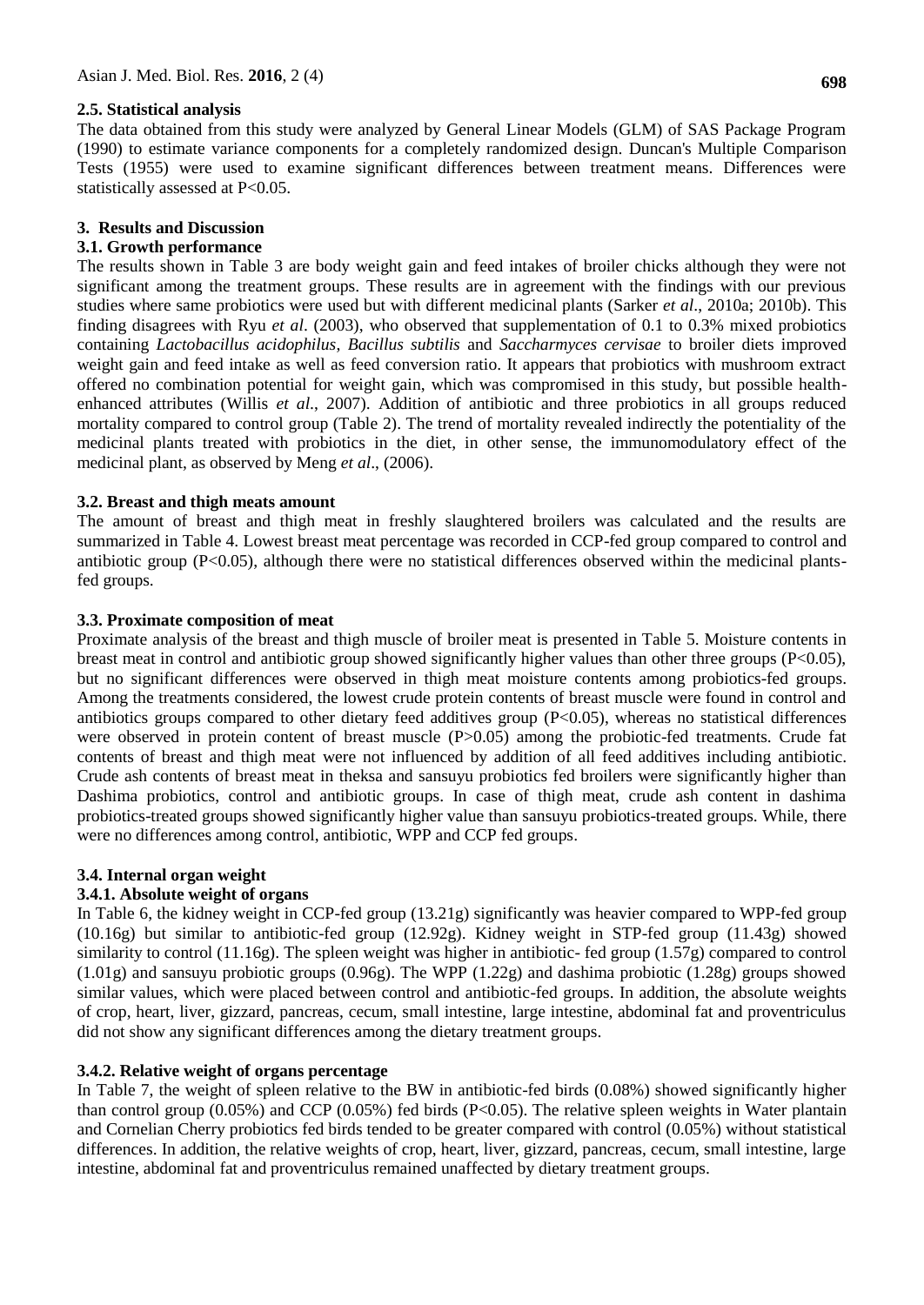### 2.5. Statistical analysis

The data obtained from this study were analyzed by General Linear Models (GLM) of SAS Package Program (1990) to estimate variance components for a completely randomized design. Duncan's Multiple Comparison Tests (1955) were used to examine significant differences between treatment means. Differences were statistically assessed at P<0.05.

## 3. Results and Discussion

### 3.1. Growth performance

The results shown in Table 3 are body weight gain and feed intakes of broiler chicks although they were not significant among the treatment groups. These results are in agreement with the findings with our previous studies where same probiotics were used but with different medicinal plants (Sarker *et al*., 2010a; 2010b). This finding disagrees with Ryu *et al*. (2003), who observed that supplementation of 0.1 to 0.3% mixed probiotics containing *Lactobacillus acidophilus*, *Bacillus subtilis* and *Saccharmyces cervisae* to broiler diets improved weight gain and feed intake as well as feed conversion ratio. It appears that probiotics with mushroom extract offered no combination potential for weight gain, which was compromised in this study, but possible health-enhanced attributes (Willis *et al*., 2007). Addition of antibiotic and three probiotics in all groups reduced mortality compared to control group (Table 2). The trend of mortality revealed indirectly the potentiality of the medicinal plants treated with probiotics in the diet, in other sense, the immunomodulatory effect of the medicinal plant, as observed by Meng *et al*., (2006).

### 3.2. Breast and thigh meats amount

The amount of breast and thigh meat in freshly slaughtered broilers was calculated and the results are summarized in Table 4. Lowest breast meat percentage was recorded in CCP-fed group compared to control and antibiotic group (P<0.05), although there were no statistical differences observed within the medicinal plants-fed groups.

### 3.3. Proximate composition of meat

Proximate analysis of the breast and thigh muscle of broiler meat is presented in Table 5. Moisture contents in breast meat in control and antibiotic group showed significantly higher values than other three groups (P<0.05), but no significant differences were observed in thigh meat moisture contents among probiotics-fed groups. Among the treatments considered, the lowest crude protein contents of breast muscle were found in control and antibiotics groups compared to other dietary feed additives group (P<0.05), whereas no statistical differences were observed in protein content of breast muscle (P>0.05) among the probiotic-fed treatments. Crude fat contents of breast and thigh meat were not influenced by addition of all feed additives including antibiotic. Crude ash contents of breast meat in theksa and sansuyu probiotics fed broilers were significantly higher than Dashima probiotics, control and antibiotic groups. In case of thigh meat, crude ash content in dashima probiotics-treated groups showed significantly higher value than sansuyu probiotics-treated groups. While, there were no differences among control, antibiotic, WPP and CCP fed groups.

### 3.4. Internal organ weight

#### 3.4.1. Absolute weight of organs

In Table 6, the kidney weight in CCP-fed group (13.21g) significantly was heavier compared to WPP-fed group (10.16g) but similar to antibiotic-fed group (12.92g). Kidney weight in STP-fed group (11.43g) showed similarity to control (11.16g). The spleen weight was higher in antibiotic- fed group (1.57g) compared to control (1.01g) and sansuyu probiotic groups (0.96g). The WPP (1.22g) and dashima probiotic (1.28g) groups showed similar values, which were placed between control and antibiotic-fed groups. In addition, the absolute weights of crop, heart, liver, gizzard, pancreas, cecum, small intestine, large intestine, abdominal fat and proventriculus did not show any significant differences among the dietary treatment groups.

#### 3.4.2. Relative weight of organs percentage

In Table 7, the weight of spleen relative to the BW in antibiotic-fed birds (0.08%) showed significantly higher than control group (0.05%) and CCP (0.05%) fed birds (P<0.05). The relative spleen weights in Water plantain and Cornelian Cherry probiotics fed birds tended to be greater compared with control (0.05%) without statistical differences. In addition, the relative weights of crop, heart, liver, gizzard, pancreas, cecum, small intestine, large intestine, abdominal fat and proventriculus remained unaffected by dietary treatment groups.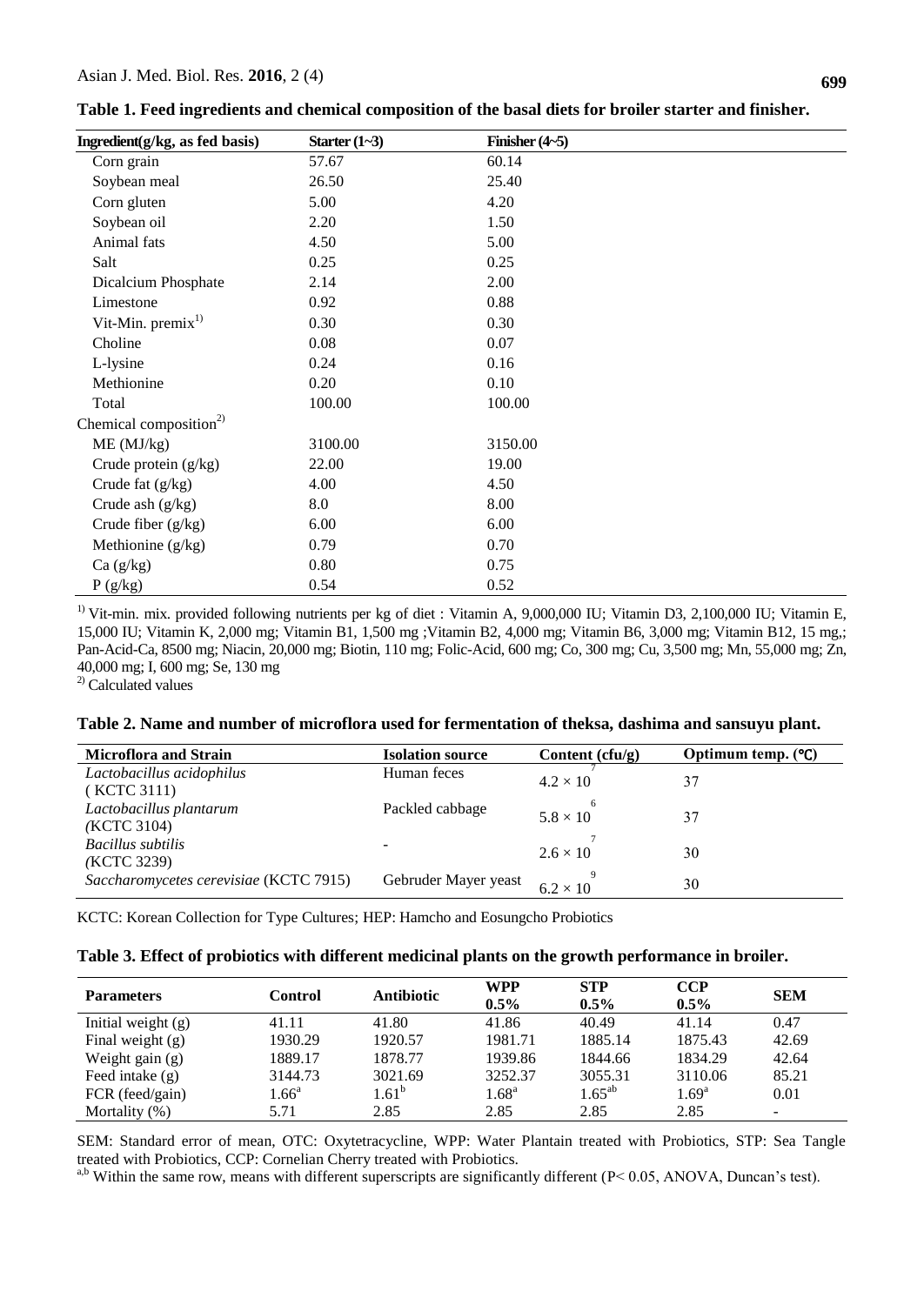**Table 1. Feed ingredients and chemical composition of the basal diets for broiler starter and finisher.**

| Ingredient(g/kg, as fed basis) | Starter (1~3) | Finisher (4~5) |
|---|---|---|
| Corn grain | 57.67 | 60.14 |
| Soybean meal | 26.50 | 25.40 |
| Corn gluten | 5.00 | 4.20 |
| Soybean oil | 2.20 | 1.50 |
| Animal fats | 4.50 | 5.00 |
| Salt | 0.25 | 0.25 |
| Dicalcium Phosphate | 2.14 | 2.00 |
| Limestone | 0.92 | 0.88 |
| Vit-Min. premix[1)] | 0.30 | 0.30 |
| Choline | 0.08 | 0.07 |
| L-lysine | 0.24 | 0.16 |
| Methionine | 0.20 | 0.10 |
| Total | 100.00 | 100.00 |
| Chemical composition[2)] | | |
| ME (MJ/kg) | 3100.00 | 3150.00 |
| Crude protein (g/kg) | 22.00 | 19.00 |
| Crude fat (g/kg) | 4.00 | 4.50 |
| Crude ash (g/kg) | 8.0 | 8.00 |
| Crude fiber (g/kg) | 6.00 | 6.00 |
| Methionine (g/kg) | 0.79 | 0.70 |
| Ca (g/kg) | 0.80 | 0.75 |
| P (g/kg) | 0.54 | 0.52 |

[1)] Vit-min. mix. provided following nutrients per kg of diet : Vitamin A, 9,000,000 IU; Vitamin D3, 2,100,000 IU; Vitamin E, 15,000 IU; Vitamin K, 2,000 mg; Vitamin B1, 1,500 mg ;Vitamin B2, 4,000 mg; Vitamin B6, 3,000 mg; Vitamin B12, 15 mg,; Pan-Acid-Ca, 8500 mg; Niacin, 20,000 mg; Biotin, 110 mg; Folic-Acid, 600 mg; Co, 300 mg; Cu, 3,500 mg; Mn, 55,000 mg; Zn, 40,000 mg; I, 600 mg; Se, 130 mg

[2)] Calculated values

**Table 2. Name and number of microflora used for fermentation of theksa, dashima and sansuyu plant.**

| Microflora and Strain | Isolation source | Content (cfu/g) | Optimum temp. (℃) |
|---|---|---|---|
| *Lactobacillus acidophilus* (KCTC 3111) | Human feces | $4.2 \times 10^{7}$ | 37 |
| *Lactobacillus plantarum (*KCTC 3104) | Packled cabbage | $5.8 \times 10^{6}$ | 37 |
| *Bacillus subtilis (*KCTC 3239) | - | $2.6 \times 10^{7}$ | 30 |
| *Saccharomycetes cerevisiae* (KCTC 7915) | Gebruder Mayer yeast | $6.2 \times 10^{9}$ | 30 |

KCTC: Korean Collection for Type Cultures; HEP: Hamcho and Eosungcho Probiotics

**Table 3. Effect of probiotics with different medicinal plants on the growth performance in broiler.**

| Parameters | Control | Antibiotic | WPP 0.5% | STP 0.5% | CCP 0.5% | SEM |
|---|---|---|---|---|---|---|
| Initial weight (g) | 41.11 | 41.80 | 41.86 | 40.49 | 41.14 | 0.47 |
| Final weight (g) | 1930.29 | 1920.57 | 1981.71 | 1885.14 | 1875.43 | 42.69 |
| Weight gain (g) | 1889.17 | 1878.77 | 1939.86 | 1844.66 | 1834.29 | 42.64 |
| Feed intake (g) | 3144.73 | 3021.69 | 3252.37 | 3055.31 | 3110.06 | 85.21 |
| FCR (feed/gain) | $1.66^{a}$ | $1.61^{b}$ | $1.68^{a}$ | $1.65^{ab}$ | $1.69^{a}$ | 0.01 |
| Mortality (%) | 5.71 | 2.85 | 2.85 | 2.85 | 2.85 | - |

SEM: Standard error of mean, OTC: Oxytetracycline, WPP: Water Plantain treated with Probiotics, STP: Sea Tangle treated with Probiotics, CCP: Cornelian Cherry treated with Probiotics.

$^{a,b}$ Within the same row, means with different superscripts are significantly different (P< 0.05, ANOVA, Duncan's test).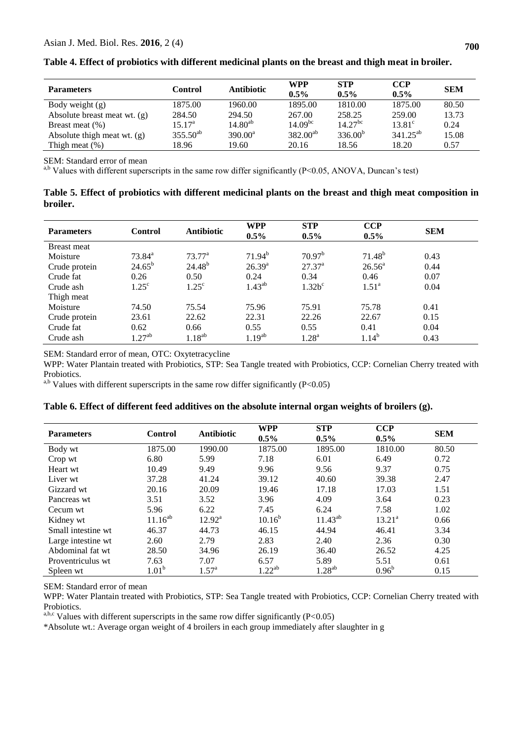**Table 4. Effect of probiotics with different medicinal plants on the breast and thigh meat in broiler.**

| Parameters | Control | Antibiotic | WPP 0.5% | STP 0.5% | CCP 0.5% | SEM |
|---|---|---|---|---|---|---|
| Body weight (g) | 1875.00 | 1960.00 | 1895.00 | 1810.00 | 1875.00 | 80.50 |
| Absolute breast meat wt. (g) | 284.50 | 294.50 | 267.00 | 258.25 | 259.00 | 13.73 |
| Breast meat (%) | 15.17$^{a}$ | 14.80$^{ab}$ | 14.09$^{bc}$ | 14.27$^{bc}$ | 13.81$^{c}$ | 0.24 |
| Absolute thigh meat wt. (g) | 355.50$^{ab}$ | 390.00$^{a}$ | 382.00$^{ab}$ | 336.00$^{b}$ | 341.25$^{ab}$ | 15.08 |
| Thigh meat (%) | 18.96 | 19.60 | 20.16 | 18.56 | 18.20 | 0.57 |

SEM: Standard error of mean

$^{a,b}$ Values with different superscripts in the same row differ significantly (P<0.05, ANOVA, Duncan's test)

**Table 5. Effect of probiotics with different medicinal plants on the breast and thigh meat composition in broiler.**

| Parameters | Control | Antibiotic | WPP 0.5% | STP 0.5% | CCP 0.5% | SEM |
|---|---|---|---|---|---|---|
| Breast meat | | | | | | |
| Moisture | 73.84$^{a}$ | 73.77$^{a}$ | 71.94$^{b}$ | 70.97$^{b}$ | 71.48$^{b}$ | 0.43 |
| Crude protein | 24.65$^{b}$ | 24.48$^{b}$ | 26.39$^{a}$ | 27.37$^{a}$ | 26.56$^{a}$ | 0.44 |
| Crude fat | 0.26 | 0.50 | 0.24 | 0.34 | 0.46 | 0.07 |
| Crude ash | 1.25$^{c}$ | 1.25$^{c}$ | 1.43$^{ab}$ | 1.32b$^{c}$ | 1.51$^{a}$ | 0.04 |
| Thigh meat | | | | | | |
| Moisture | 74.50 | 75.54 | 75.96 | 75.91 | 75.78 | 0.41 |
| Crude protein | 23.61 | 22.62 | 22.31 | 22.26 | 22.67 | 0.15 |
| Crude fat | 0.62 | 0.66 | 0.55 | 0.55 | 0.41 | 0.04 |
| Crude ash | 1.27$^{ab}$ | 1.18$^{ab}$ | 1.19$^{ab}$ | 1.28$^{a}$ | 1.14$^{b}$ | 0.43 |

SEM: Standard error of mean, OTC: Oxytetracycline

WPP: Water Plantain treated with Probiotics, STP: Sea Tangle treated with Probiotics, CCP: Cornelian Cherry treated with Probiotics.

$^{a,b}$ Values with different superscripts in the same row differ significantly (P<0.05)

**Table 6. Effect of different feed additives on the absolute internal organ weights of broilers (g).**

| Parameters | Control | Antibiotic | WPP 0.5% | STP 0.5% | CCP 0.5% | SEM |
|---|---|---|---|---|---|---|
| Body wt | 1875.00 | 1990.00 | 1875.00 | 1895.00 | 1810.00 | 80.50 |
| Crop wt | 6.80 | 5.99 | 7.18 | 6.01 | 6.49 | 0.72 |
| Heart wt | 10.49 | 9.49 | 9.96 | 9.56 | 9.37 | 0.75 |
| Liver wt | 37.28 | 41.24 | 39.12 | 40.60 | 39.38 | 2.47 |
| Gizzard wt | 20.16 | 20.09 | 19.46 | 17.18 | 17.03 | 1.51 |
| Pancreas wt | 3.51 | 3.52 | 3.96 | 4.09 | 3.64 | 0.23 |
| Cecum wt | 5.96 | 6.22 | 7.45 | 6.24 | 7.58 | 1.02 |
| Kidney wt | 11.16$^{ab}$ | 12.92$^{a}$ | 10.16$^{b}$ | 11.43$^{ab}$ | 13.21$^{a}$ | 0.66 |
| Small intestine wt | 46.37 | 44.73 | 46.15 | 44.94 | 46.41 | 3.34 |
| Large intestine wt | 2.60 | 2.79 | 2.83 | 2.40 | 2.36 | 0.30 |
| Abdominal fat wt | 28.50 | 34.96 | 26.19 | 36.40 | 26.52 | 4.25 |
| Proventriculus wt | 7.63 | 7.07 | 6.57 | 5.89 | 5.51 | 0.61 |
| Spleen wt | 1.01$^{b}$ | 1.57$^{a}$ | 1.22$^{ab}$ | 1.28$^{ab}$ | 0.96$^{b}$ | 0.15 |

SEM: Standard error of mean

WPP: Water Plantain treated with Probiotics, STP: Sea Tangle treated with Probiotics, CCP: Cornelian Cherry treated with Probiotics.

$^{a,b,c}$ Values with different superscripts in the same row differ significantly (P<0.05)

*Absolute wt.: Average organ weight of 4 broilers in each group immediately after slaughter in g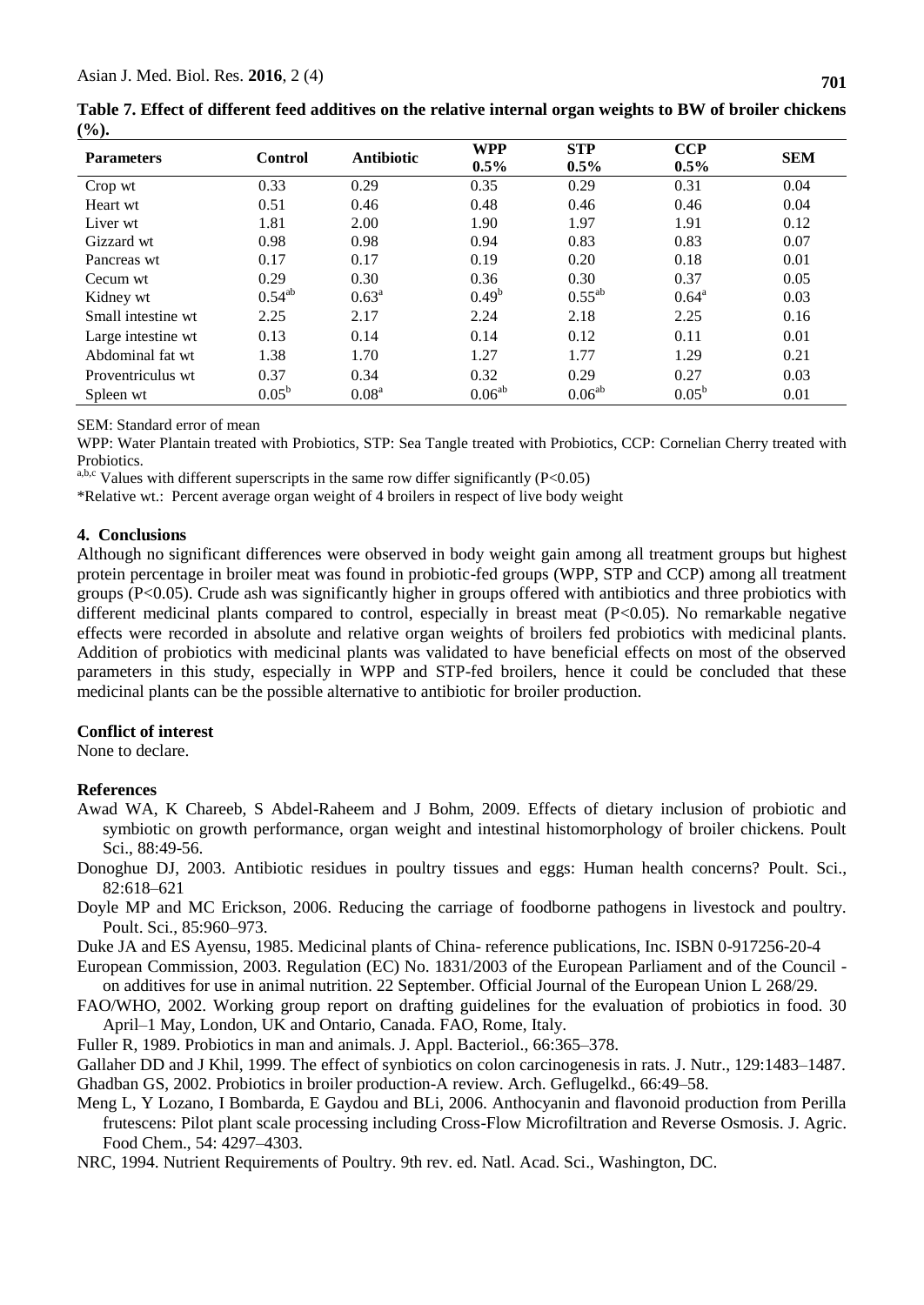**Table 7. Effect of different feed additives on the relative internal organ weights to BW of broiler chickens (%).**

| Parameters | Control | Antibiotic | WPP 0.5% | STP 0.5% | CCP 0.5% | SEM |
|---|---|---|---|---|---|---|
| Crop wt | 0.33 | 0.29 | 0.35 | 0.29 | 0.31 | 0.04 |
| Heart wt | 0.51 | 0.46 | 0.48 | 0.46 | 0.46 | 0.04 |
| Liver wt | 1.81 | 2.00 | 1.90 | 1.97 | 1.91 | 0.12 |
| Gizzard wt | 0.98 | 0.98 | 0.94 | 0.83 | 0.83 | 0.07 |
| Pancreas wt | 0.17 | 0.17 | 0.19 | 0.20 | 0.18 | 0.01 |
| Cecum wt | 0.29 | 0.30 | 0.36 | 0.30 | 0.37 | 0.05 |
| Kidney wt | $0.54^{ab}$ | $0.63^{a}$ | $0.49^{b}$ | $0.55^{ab}$ | $0.64^{a}$ | 0.03 |
| Small intestine wt | 2.25 | 2.17 | 2.24 | 2.18 | 2.25 | 0.16 |
| Large intestine wt | 0.13 | 0.14 | 0.14 | 0.12 | 0.11 | 0.01 |
| Abdominal fat wt | 1.38 | 1.70 | 1.27 | 1.77 | 1.29 | 0.21 |
| Proventriculus wt | 0.37 | 0.34 | 0.32 | 0.29 | 0.27 | 0.03 |
| Spleen wt | $0.05^{b}$ | $0.08^{a}$ | $0.06^{ab}$ | $0.06^{ab}$ | $0.05^{b}$ | 0.01 |

SEM: Standard error of mean

WPP: Water Plantain treated with Probiotics, STP: Sea Tangle treated with Probiotics, CCP: Cornelian Cherry treated with Probiotics.

[a,b,c] Values with different superscripts in the same row differ significantly ($P<0.05$)

*Relative wt.: Percent average organ weight of 4 broilers in respect of live body weight

## 4. Conclusions

Although no significant differences were observed in body weight gain among all treatment groups but highest protein percentage in broiler meat was found in probiotic-fed groups (WPP, STP and CCP) among all treatment groups ($P<0.05$). Crude ash was significantly higher in groups offered with antibiotics and three probiotics with different medicinal plants compared to control, especially in breast meat ($P<0.05$). No remarkable negative effects were recorded in absolute and relative organ weights of broilers fed probiotics with medicinal plants. Addition of probiotics with medicinal plants was validated to have beneficial effects on most of the observed parameters in this study, especially in WPP and STP-fed broilers, hence it could be concluded that these medicinal plants can be the possible alternative to antibiotic for broiler production.

## Conflict of interest

None to declare.

## References

Awad WA, K Chareeb, S Abdel-Raheem and J Bohm, 2009. Effects of dietary inclusion of probiotic and symbiotic on growth performance, organ weight and intestinal histomorphology of broiler chickens. Poult Sci., 88:49-56.

Donoghue DJ, 2003. Antibiotic residues in poultry tissues and eggs: Human health concerns? Poult. Sci., 82:618–621

Doyle MP and MC Erickson, 2006. Reducing the carriage of foodborne pathogens in livestock and poultry. Poult. Sci., 85:960–973.

Duke JA and ES Ayensu, 1985. Medicinal plants of China- reference publications, Inc. ISBN 0-917256-20-4

European Commission, 2003. Regulation (EC) No. 1831/2003 of the European Parliament and of the Council - on additives for use in animal nutrition. 22 September. Official Journal of the European Union L 268/29.

FAO/WHO, 2002. Working group report on drafting guidelines for the evaluation of probiotics in food. 30 April–1 May, London, UK and Ontario, Canada. FAO, Rome, Italy.

Fuller R, 1989. Probiotics in man and animals. J. Appl. Bacteriol., 66:365–378.

Gallaher DD and J Khil, 1999. The effect of synbiotics on colon carcinogenesis in rats. J. Nutr., 129:1483–1487.

Ghadban GS, 2002. Probiotics in broiler production-A review. Arch. Geflugelkd., 66:49–58.

Meng L, Y Lozano, I Bombarda, E Gaydou and BLi, 2006. Anthocyanin and flavonoid production from Perilla frutescens: Pilot plant scale processing including Cross-Flow Microfiltration and Reverse Osmosis. J. Agric. Food Chem., 54: 4297–4303.

NRC, 1994. Nutrient Requirements of Poultry. 9th rev. ed. Natl. Acad. Sci., Washington, DC.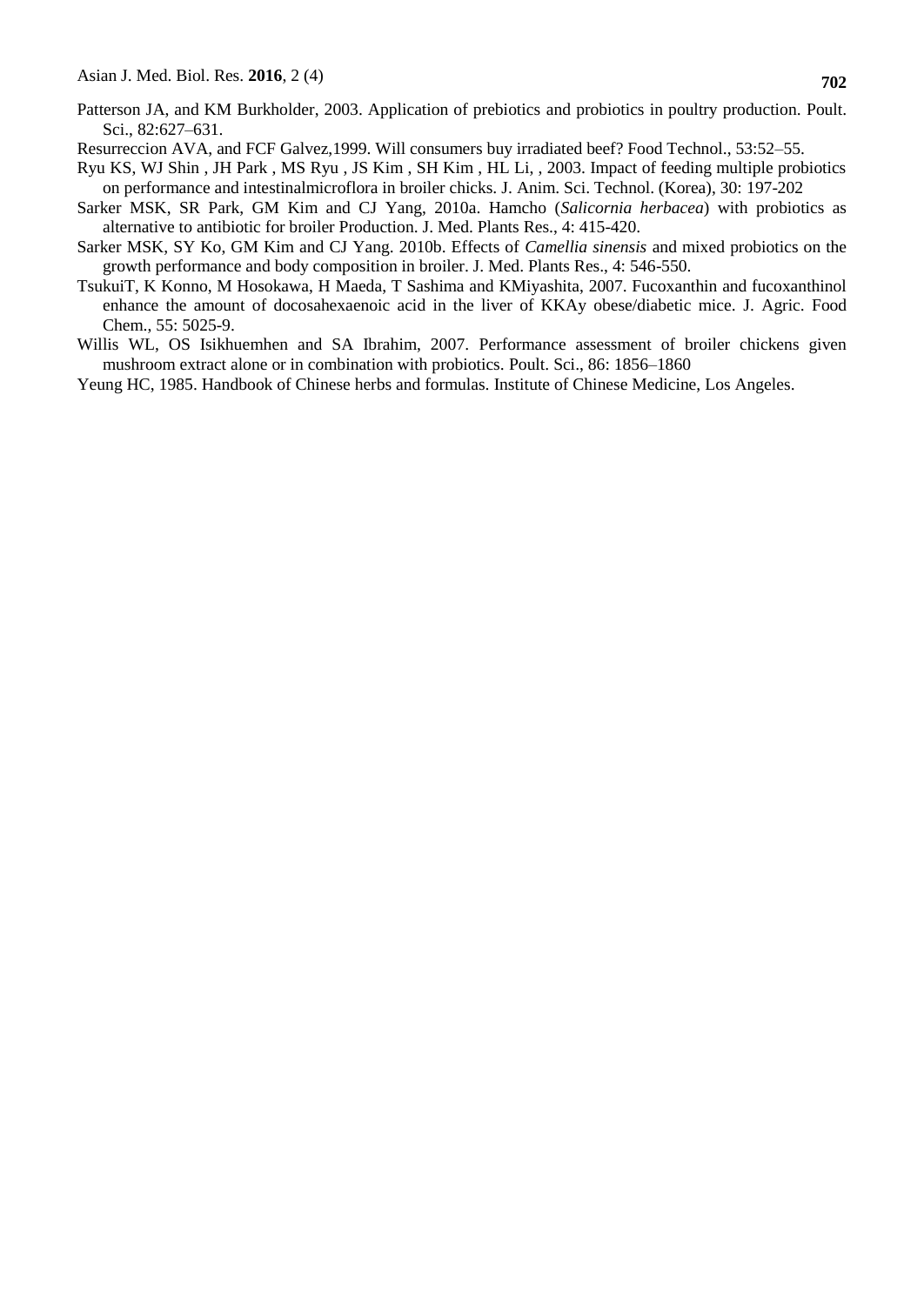Patterson JA, and KM Burkholder, 2003. Application of prebiotics and probiotics in poultry production. Poult. Sci., 82:627–631.

Resurreccion AVA, and FCF Galvez,1999. Will consumers buy irradiated beef? Food Technol., 53:52–55.

Ryu KS, WJ Shin , JH Park , MS Ryu , JS Kim , SH Kim , HL Li, , 2003. Impact of feeding multiple probiotics on performance and intestinalmicroflora in broiler chicks. J. Anim. Sci. Technol. (Korea), 30: 197-202

Sarker MSK, SR Park, GM Kim and CJ Yang, 2010a. Hamcho (*Salicornia herbacea*) with probiotics as alternative to antibiotic for broiler Production. J. Med. Plants Res., 4: 415-420.

Sarker MSK, SY Ko, GM Kim and CJ Yang. 2010b. Effects of *Camellia sinensis* and mixed probiotics on the growth performance and body composition in broiler. J. Med. Plants Res., 4: 546-550.

TsukuiT, K Konno, M Hosokawa, H Maeda, T Sashima and KMiyashita, 2007. Fucoxanthin and fucoxanthinol enhance the amount of docosahexaenoic acid in the liver of KKAy obese/diabetic mice. J. Agric. Food Chem., 55: 5025-9.

Willis WL, OS Isikhuemhen and SA Ibrahim, 2007. Performance assessment of broiler chickens given mushroom extract alone or in combination with probiotics. Poult. Sci., 86: 1856–1860

Yeung HC, 1985. Handbook of Chinese herbs and formulas. Institute of Chinese Medicine, Los Angeles.